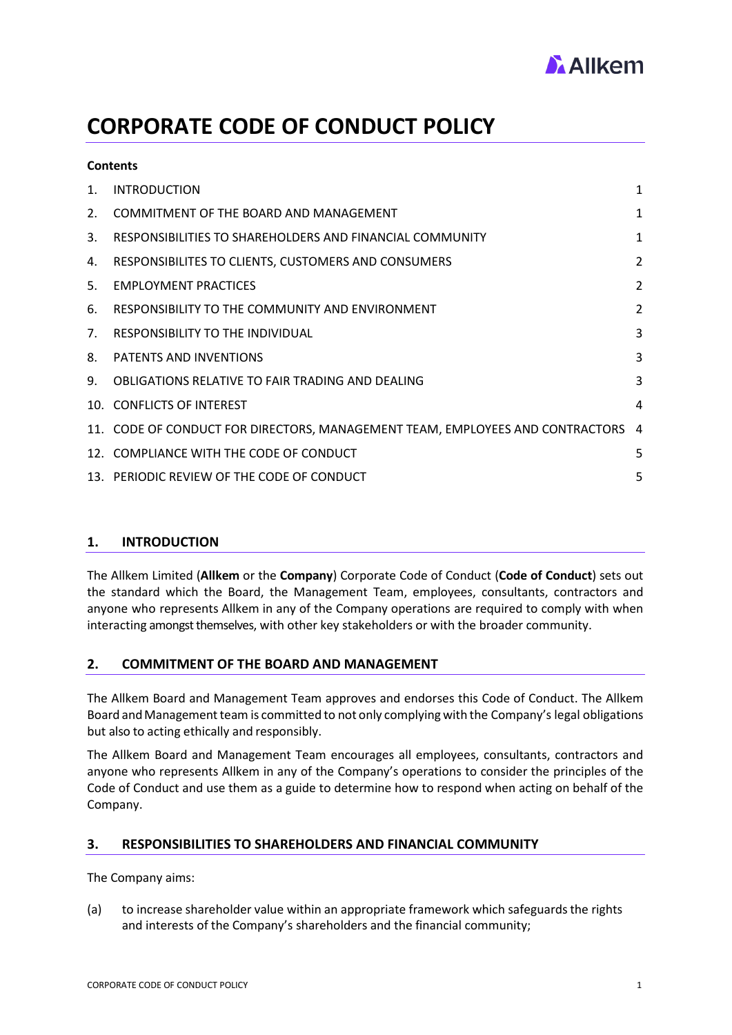# CORPORATE CODE OF CONDUCT POLICY

**Contents**

| | | |
|---|---|---|
| 1. | INTRODUCTION | 1 |
| 2. | COMMITMENT OF THE BOARD AND MANAGEMENT | 1 |
| 3. | RESPONSIBILITIES TO SHAREHOLDERS AND FINANCIAL COMMUNITY | 1 |
| 4. | RESPONSIBILITES TO CLIENTS, CUSTOMERS AND CONSUMERS | 2 |
| 5. | EMPLOYMENT PRACTICES | 2 |
| 6. | RESPONSIBILITY TO THE COMMUNITY AND ENVIRONMENT | 2 |
| 7. | RESPONSIBILITY TO THE INDIVIDUAL | 3 |
| 8. | PATENTS AND INVENTIONS | 3 |
| 9. | OBLIGATIONS RELATIVE TO FAIR TRADING AND DEALING | 3 |
| 10. | CONFLICTS OF INTEREST | 4 |
| 11. | CODE OF CONDUCT FOR DIRECTORS, MANAGEMENT TEAM, EMPLOYEES AND CONTRACTORS | 4 |
| 12. | COMPLIANCE WITH THE CODE OF CONDUCT | 5 |
| 13. | PERIODIC REVIEW OF THE CODE OF CONDUCT | 5 |

## 1. INTRODUCTION

The Allkem Limited (**Allkem** or the **Company**) Corporate Code of Conduct (**Code of Conduct**) sets out the standard which the Board, the Management Team, employees, consultants, contractors and anyone who represents Allkem in any of the Company operations are required to comply with when interacting amongst themselves, with other key stakeholders or with the broader community.

## 2. COMMITMENT OF THE BOARD AND MANAGEMENT

The Allkem Board and Management Team approves and endorses this Code of Conduct. The Allkem Board and Management team is committed to not only complying with the Company's legal obligations but also to acting ethically and responsibly.

The Allkem Board and Management Team encourages all employees, consultants, contractors and anyone who represents Allkem in any of the Company's operations to consider the principles of the Code of Conduct and use them as a guide to determine how to respond when acting on behalf of the Company.

## 3. RESPONSIBILITIES TO SHAREHOLDERS AND FINANCIAL COMMUNITY

The Company aims:

(a) to increase shareholder value within an appropriate framework which safeguards the rights and interests of the Company's shareholders and the financial community;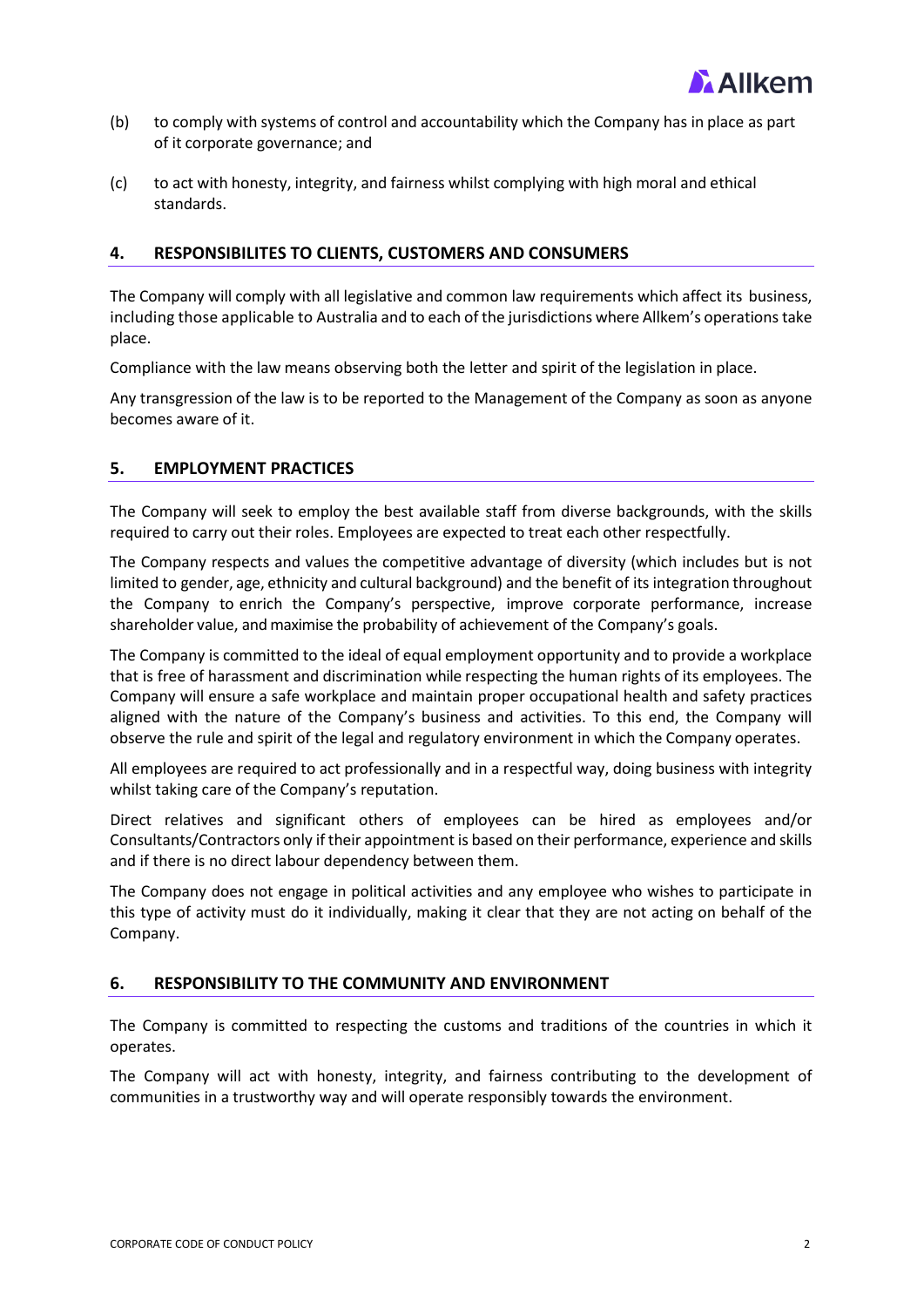(b) to comply with systems of control and accountability which the Company has in place as part of it corporate governance; and

(c) to act with honesty, integrity, and fairness whilst complying with high moral and ethical standards.

## 4. RESPONSIBILITES TO CLIENTS, CUSTOMERS AND CONSUMERS

The Company will comply with all legislative and common law requirements which affect its business, including those applicable to Australia and to each of the jurisdictions where Allkem's operations take place.

Compliance with the law means observing both the letter and spirit of the legislation in place.

Any transgression of the law is to be reported to the Management of the Company as soon as anyone becomes aware of it.

## 5. EMPLOYMENT PRACTICES

The Company will seek to employ the best available staff from diverse backgrounds, with the skills required to carry out their roles. Employees are expected to treat each other respectfully.

The Company respects and values the competitive advantage of diversity (which includes but is not limited to gender, age, ethnicity and cultural background) and the benefit of its integration throughout the Company to enrich the Company's perspective, improve corporate performance, increase shareholder value, and maximise the probability of achievement of the Company's goals.

The Company is committed to the ideal of equal employment opportunity and to provide a workplace that is free of harassment and discrimination while respecting the human rights of its employees. The Company will ensure a safe workplace and maintain proper occupational health and safety practices aligned with the nature of the Company's business and activities. To this end, the Company will observe the rule and spirit of the legal and regulatory environment in which the Company operates.

All employees are required to act professionally and in a respectful way, doing business with integrity whilst taking care of the Company's reputation.

Direct relatives and significant others of employees can be hired as employees and/or Consultants/Contractors only if their appointment is based on their performance, experience and skills and if there is no direct labour dependency between them.

The Company does not engage in political activities and any employee who wishes to participate in this type of activity must do it individually, making it clear that they are not acting on behalf of the Company.

## 6. RESPONSIBILITY TO THE COMMUNITY AND ENVIRONMENT

The Company is committed to respecting the customs and traditions of the countries in which it operates.

The Company will act with honesty, integrity, and fairness contributing to the development of communities in a trustworthy way and will operate responsibly towards the environment.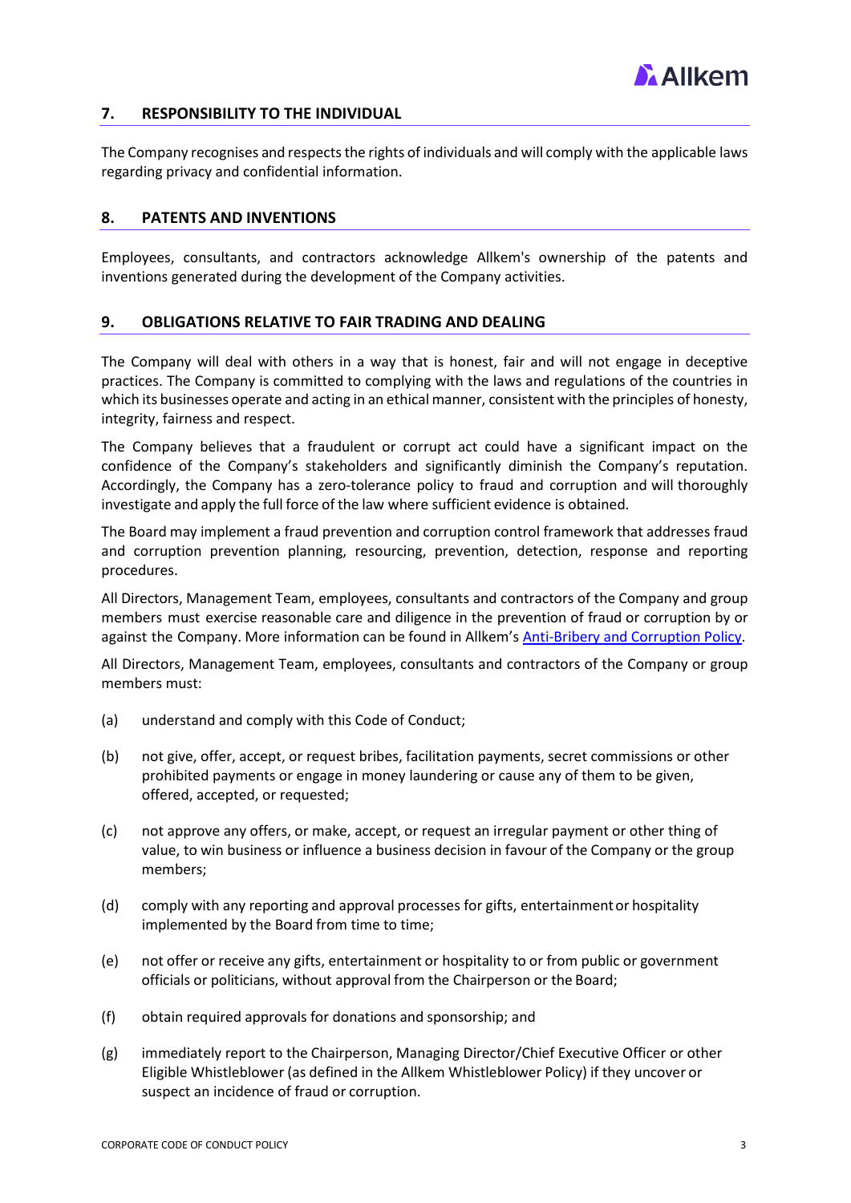## 7. RESPONSIBILITY TO THE INDIVIDUAL

The Company recognises and respects the rights of individuals and will comply with the applicable laws regarding privacy and confidential information.

## 8. PATENTS AND INVENTIONS

Employees, consultants, and contractors acknowledge Allkem's ownership of the patents and inventions generated during the development of the Company activities.

## 9. OBLIGATIONS RELATIVE TO FAIR TRADING AND DEALING

The Company will deal with others in a way that is honest, fair and will not engage in deceptive practices. The Company is committed to complying with the laws and regulations of the countries in which its businesses operate and acting in an ethical manner, consistent with the principles of honesty, integrity, fairness and respect.

The Company believes that a fraudulent or corrupt act could have a significant impact on the confidence of the Company's stakeholders and significantly diminish the Company's reputation. Accordingly, the Company has a zero-tolerance policy to fraud and corruption and will thoroughly investigate and apply the full force of the law where sufficient evidence is obtained.

The Board may implement a fraud prevention and corruption control framework that addresses fraud and corruption prevention planning, resourcing, prevention, detection, response and reporting procedures.

All Directors, Management Team, employees, consultants and contractors of the Company and group members must exercise reasonable care and diligence in the prevention of fraud or corruption by or against the Company. More information can be found in Allkem's Anti-Bribery and Corruption Policy.

All Directors, Management Team, employees, consultants and contractors of the Company or group members must:

(a) understand and comply with this Code of Conduct;

(b) not give, offer, accept, or request bribes, facilitation payments, secret commissions or other prohibited payments or engage in money laundering or cause any of them to be given, offered, accepted, or requested;

(c) not approve any offers, or make, accept, or request an irregular payment or other thing of value, to win business or influence a business decision in favour of the Company or the group members;

(d) comply with any reporting and approval processes for gifts, entertainment or hospitality implemented by the Board from time to time;

(e) not offer or receive any gifts, entertainment or hospitality to or from public or government officials or politicians, without approval from the Chairperson or the Board;

(f) obtain required approvals for donations and sponsorship; and

(g) immediately report to the Chairperson, Managing Director/Chief Executive Officer or other Eligible Whistleblower (as defined in the Allkem Whistleblower Policy) if they uncover or suspect an incidence of fraud or corruption.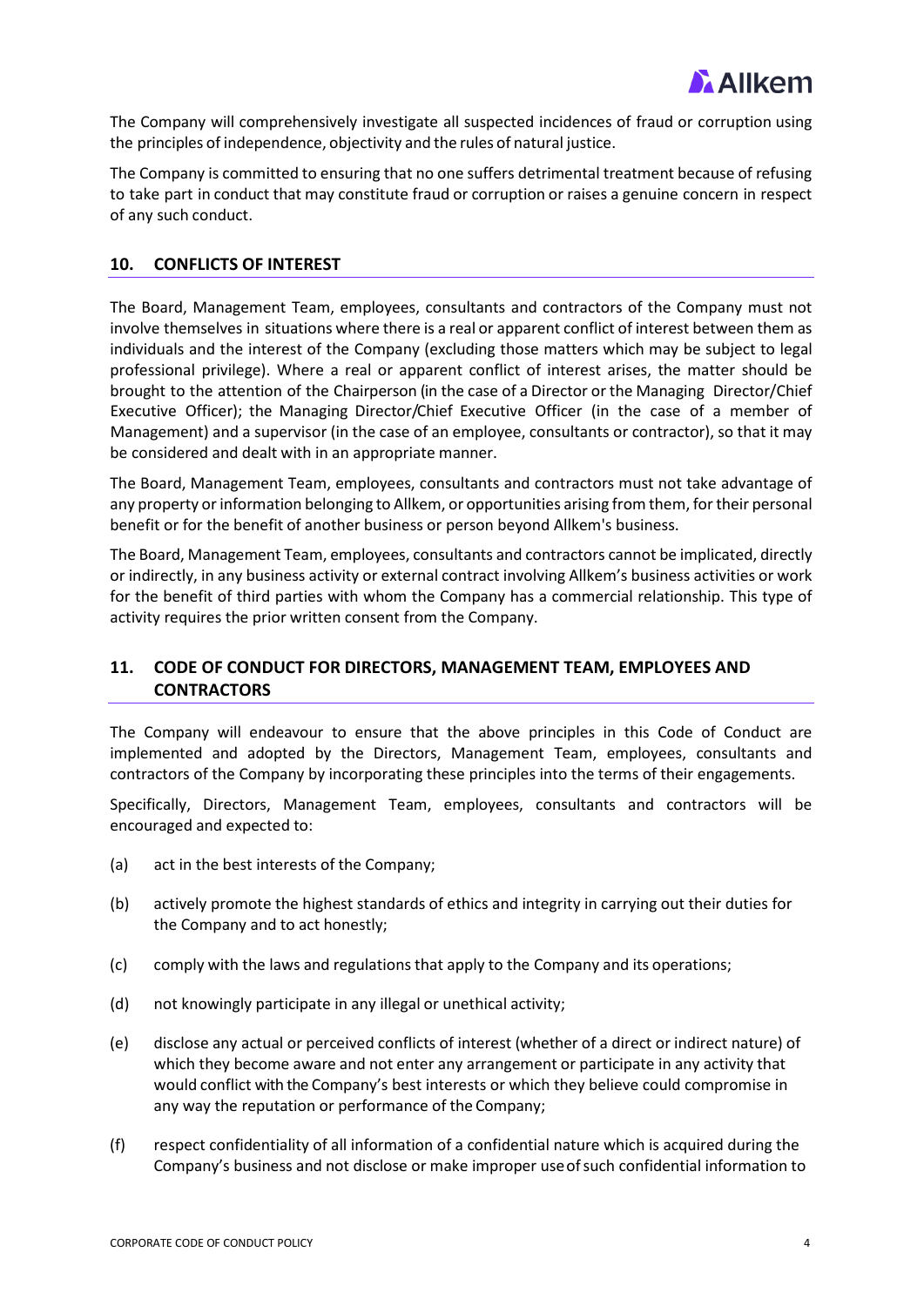The Company will comprehensively investigate all suspected incidences of fraud or corruption using the principles of independence, objectivity and the rules of natural justice.

The Company is committed to ensuring that no one suffers detrimental treatment because of refusing to take part in conduct that may constitute fraud or corruption or raises a genuine concern in respect of any such conduct.

## 10. CONFLICTS OF INTEREST

The Board, Management Team, employees, consultants and contractors of the Company must not involve themselves in situations where there is a real or apparent conflict of interest between them as individuals and the interest of the Company (excluding those matters which may be subject to legal professional privilege). Where a real or apparent conflict of interest arises, the matter should be brought to the attention of the Chairperson (in the case of a Director or the Managing Director/Chief Executive Officer); the Managing Director/Chief Executive Officer (in the case of a member of Management) and a supervisor (in the case of an employee, consultants or contractor), so that it may be considered and dealt with in an appropriate manner.

The Board, Management Team, employees, consultants and contractors must not take advantage of any property or information belonging to Allkem, or opportunities arising from them, for their personal benefit or for the benefit of another business or person beyond Allkem's business.

The Board, Management Team, employees, consultants and contractors cannot be implicated, directly or indirectly, in any business activity or external contract involving Allkem's business activities or work for the benefit of third parties with whom the Company has a commercial relationship. This type of activity requires the prior written consent from the Company.

## 11. CODE OF CONDUCT FOR DIRECTORS, MANAGEMENT TEAM, EMPLOYEES AND CONTRACTORS

The Company will endeavour to ensure that the above principles in this Code of Conduct are implemented and adopted by the Directors, Management Team, employees, consultants and contractors of the Company by incorporating these principles into the terms of their engagements.

Specifically, Directors, Management Team, employees, consultants and contractors will be encouraged and expected to:

(a) act in the best interests of the Company;

(b) actively promote the highest standards of ethics and integrity in carrying out their duties for the Company and to act honestly;

(c) comply with the laws and regulations that apply to the Company and its operations;

(d) not knowingly participate in any illegal or unethical activity;

(e) disclose any actual or perceived conflicts of interest (whether of a direct or indirect nature) of which they become aware and not enter any arrangement or participate in any activity that would conflict with the Company's best interests or which they believe could compromise in any way the reputation or performance of the Company;

(f) respect confidentiality of all information of a confidential nature which is acquired during the Company's business and not disclose or make improper use of such confidential information to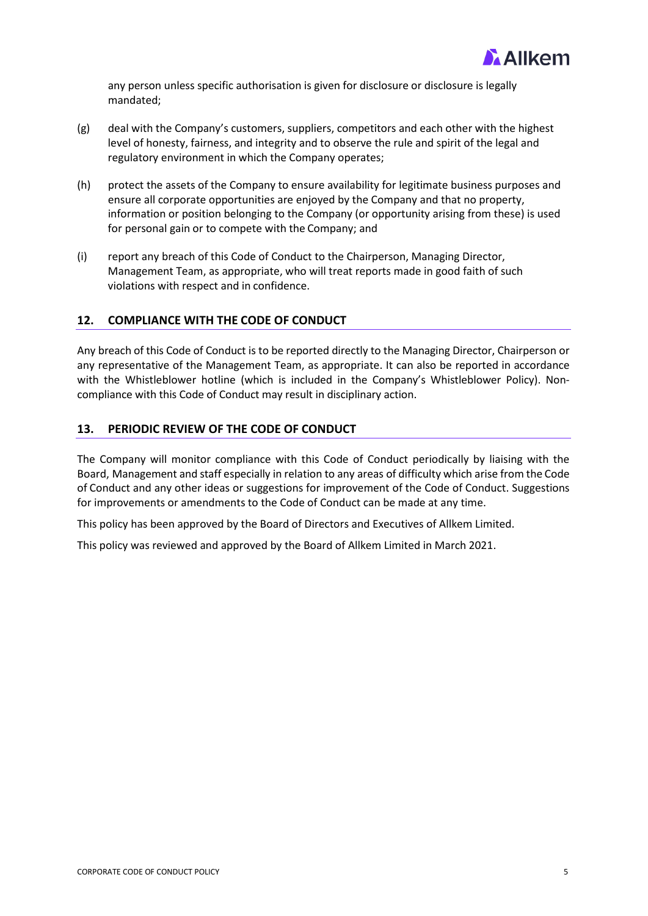any person unless specific authorisation is given for disclosure or disclosure is legally mandated;

(g) deal with the Company's customers, suppliers, competitors and each other with the highest level of honesty, fairness, and integrity and to observe the rule and spirit of the legal and regulatory environment in which the Company operates;

(h) protect the assets of the Company to ensure availability for legitimate business purposes and ensure all corporate opportunities are enjoyed by the Company and that no property, information or position belonging to the Company (or opportunity arising from these) is used for personal gain or to compete with the Company; and

(i) report any breach of this Code of Conduct to the Chairperson, Managing Director, Management Team, as appropriate, who will treat reports made in good faith of such violations with respect and in confidence.

## 12. COMPLIANCE WITH THE CODE OF CONDUCT

Any breach of this Code of Conduct is to be reported directly to the Managing Director, Chairperson or any representative of the Management Team, as appropriate. It can also be reported in accordance with the Whistleblower hotline (which is included in the Company's Whistleblower Policy). Non-compliance with this Code of Conduct may result in disciplinary action.

## 13. PERIODIC REVIEW OF THE CODE OF CONDUCT

The Company will monitor compliance with this Code of Conduct periodically by liaising with the Board, Management and staff especially in relation to any areas of difficulty which arise from the Code of Conduct and any other ideas or suggestions for improvement of the Code of Conduct. Suggestions for improvements or amendments to the Code of Conduct can be made at any time.

This policy has been approved by the Board of Directors and Executives of Allkem Limited.

This policy was reviewed and approved by the Board of Allkem Limited in March 2021.